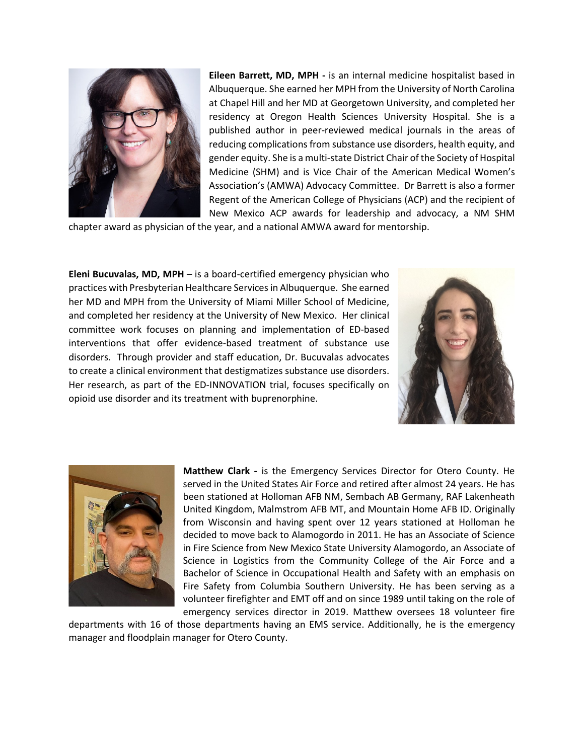**Eileen Barrett, MD, MPH -** is an internal medicine hospitalist based in Albuquerque. She earned her MPH from the University of North Carolina at Chapel Hill and her MD at Georgetown University, and completed her residency at Oregon Health Sciences University Hospital. She is a published author in peer-reviewed medical journals in the areas of reducing complications from substance use disorders, health equity, and gender equity. She is a multi-state District Chair of the Society of Hospital Medicine (SHM) and is Vice Chair of the American Medical Women's Association's (AMWA) Advocacy Committee. Dr Barrett is also a former Regent of the American College of Physicians (ACP) and the recipient of New Mexico ACP awards for leadership and advocacy, a NM SHM chapter award as physician of the year, and a national AMWA award for mentorship.

**Eleni Bucuvalas, MD, MPH** – is a board-certified emergency physician who practices with Presbyterian Healthcare Services in Albuquerque. She earned her MD and MPH from the University of Miami Miller School of Medicine, and completed her residency at the University of New Mexico. Her clinical committee work focuses on planning and implementation of ED-based interventions that offer evidence-based treatment of substance use disorders. Through provider and staff education, Dr. Bucuvalas advocates to create a clinical environment that destigmatizes substance use disorders. Her research, as part of the ED-INNOVATION trial, focuses specifically on opioid use disorder and its treatment with buprenorphine.

**Matthew Clark -** is the Emergency Services Director for Otero County. He served in the United States Air Force and retired after almost 24 years. He has been stationed at Holloman AFB NM, Sembach AB Germany, RAF Lakenheath United Kingdom, Malmstrom AFB MT, and Mountain Home AFB ID. Originally from Wisconsin and having spent over 12 years stationed at Holloman he decided to move back to Alamogordo in 2011. He has an Associate of Science in Fire Science from New Mexico State University Alamogordo, an Associate of Science in Logistics from the Community College of the Air Force and a Bachelor of Science in Occupational Health and Safety with an emphasis on Fire Safety from Columbia Southern University. He has been serving as a volunteer firefighter and EMT off and on since 1989 until taking on the role of emergency services director in 2019. Matthew oversees 18 volunteer fire departments with 16 of those departments having an EMS service. Additionally, he is the emergency manager and floodplain manager for Otero County.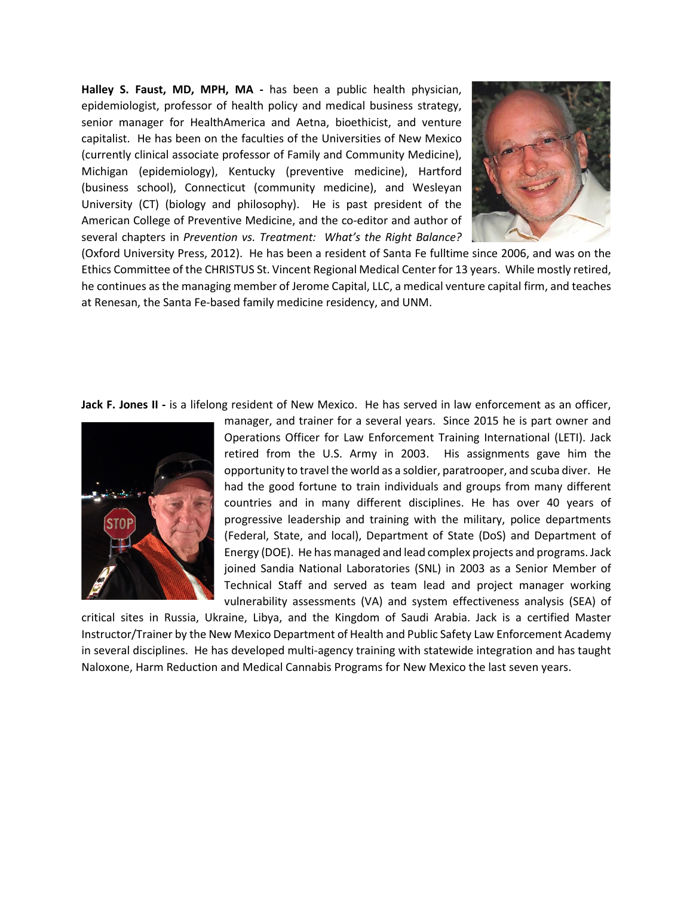**Halley S. Faust, MD, MPH, MA -** has been a public health physician, epidemiologist, professor of health policy and medical business strategy, senior manager for HealthAmerica and Aetna, bioethicist, and venture capitalist. He has been on the faculties of the Universities of New Mexico (currently clinical associate professor of Family and Community Medicine), Michigan (epidemiology), Kentucky (preventive medicine), Hartford (business school), Connecticut (community medicine), and Wesleyan University (CT) (biology and philosophy). He is past president of the American College of Preventive Medicine, and the co-editor and author of several chapters in *Prevention vs. Treatment: What's the Right Balance?* (Oxford University Press, 2012). He has been a resident of Santa Fe fulltime since 2006, and was on the Ethics Committee of the CHRISTUS St. Vincent Regional Medical Center for 13 years. While mostly retired, he continues as the managing member of Jerome Capital, LLC, a medical venture capital firm, and teaches at Renesan, the Santa Fe-based family medicine residency, and UNM.

**Jack F. Jones II -** is a lifelong resident of New Mexico. He has served in law enforcement as an officer, manager, and trainer for a several years. Since 2015 he is part owner and Operations Officer for Law Enforcement Training International (LETI). Jack retired from the U.S. Army in 2003. His assignments gave him the opportunity to travel the world as a soldier, paratrooper, and scuba diver. He had the good fortune to train individuals and groups from many different countries and in many different disciplines. He has over 40 years of progressive leadership and training with the military, police departments (Federal, State, and local), Department of State (DoS) and Department of Energy (DOE). He has managed and lead complex projects and programs. Jack joined Sandia National Laboratories (SNL) in 2003 as a Senior Member of Technical Staff and served as team lead and project manager working vulnerability assessments (VA) and system effectiveness analysis (SEA) of critical sites in Russia, Ukraine, Libya, and the Kingdom of Saudi Arabia. Jack is a certified Master Instructor/Trainer by the New Mexico Department of Health and Public Safety Law Enforcement Academy in several disciplines. He has developed multi-agency training with statewide integration and has taught Naloxone, Harm Reduction and Medical Cannabis Programs for New Mexico the last seven years.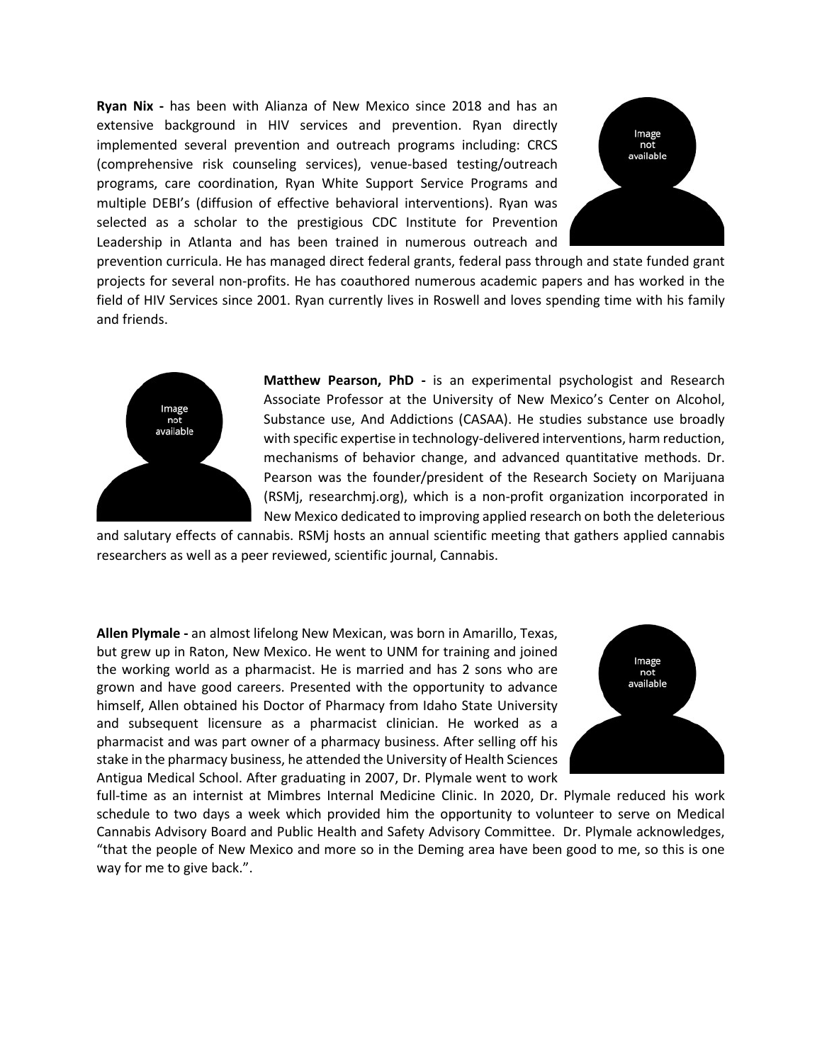**Ryan Nix -** has been with Alianza of New Mexico since 2018 and has an extensive background in HIV services and prevention. Ryan directly implemented several prevention and outreach programs including: CRCS (comprehensive risk counseling services), venue-based testing/outreach programs, care coordination, Ryan White Support Service Programs and multiple DEBI's (diffusion of effective behavioral interventions). Ryan was selected as a scholar to the prestigious CDC Institute for Prevention Leadership in Atlanta and has been trained in numerous outreach and prevention curricula. He has managed direct federal grants, federal pass through and state funded grant projects for several non-profits. He has coauthored numerous academic papers and has worked in the field of HIV Services since 2001. Ryan currently lives in Roswell and loves spending time with his family and friends.

**Matthew Pearson, PhD -** is an experimental psychologist and Research Associate Professor at the University of New Mexico's Center on Alcohol, Substance use, And Addictions (CASAA). He studies substance use broadly with specific expertise in technology-delivered interventions, harm reduction, mechanisms of behavior change, and advanced quantitative methods. Dr. Pearson was the founder/president of the Research Society on Marijuana (RSMj, researchmj.org), which is a non-profit organization incorporated in New Mexico dedicated to improving applied research on both the deleterious and salutary effects of cannabis. RSMj hosts an annual scientific meeting that gathers applied cannabis researchers as well as a peer reviewed, scientific journal, Cannabis.

**Allen Plymale -** an almost lifelong New Mexican, was born in Amarillo, Texas, but grew up in Raton, New Mexico. He went to UNM for training and joined the working world as a pharmacist. He is married and has 2 sons who are grown and have good careers. Presented with the opportunity to advance himself, Allen obtained his Doctor of Pharmacy from Idaho State University and subsequent licensure as a pharmacist clinician. He worked as a pharmacist and was part owner of a pharmacy business. After selling off his stake in the pharmacy business, he attended the University of Health Sciences Antigua Medical School. After graduating in 2007, Dr. Plymale went to work full-time as an internist at Mimbres Internal Medicine Clinic. In 2020, Dr. Plymale reduced his work schedule to two days a week which provided him the opportunity to volunteer to serve on Medical Cannabis Advisory Board and Public Health and Safety Advisory Committee. Dr. Plymale acknowledges, "that the people of New Mexico and more so in the Deming area have been good to me, so this is one way for me to give back.".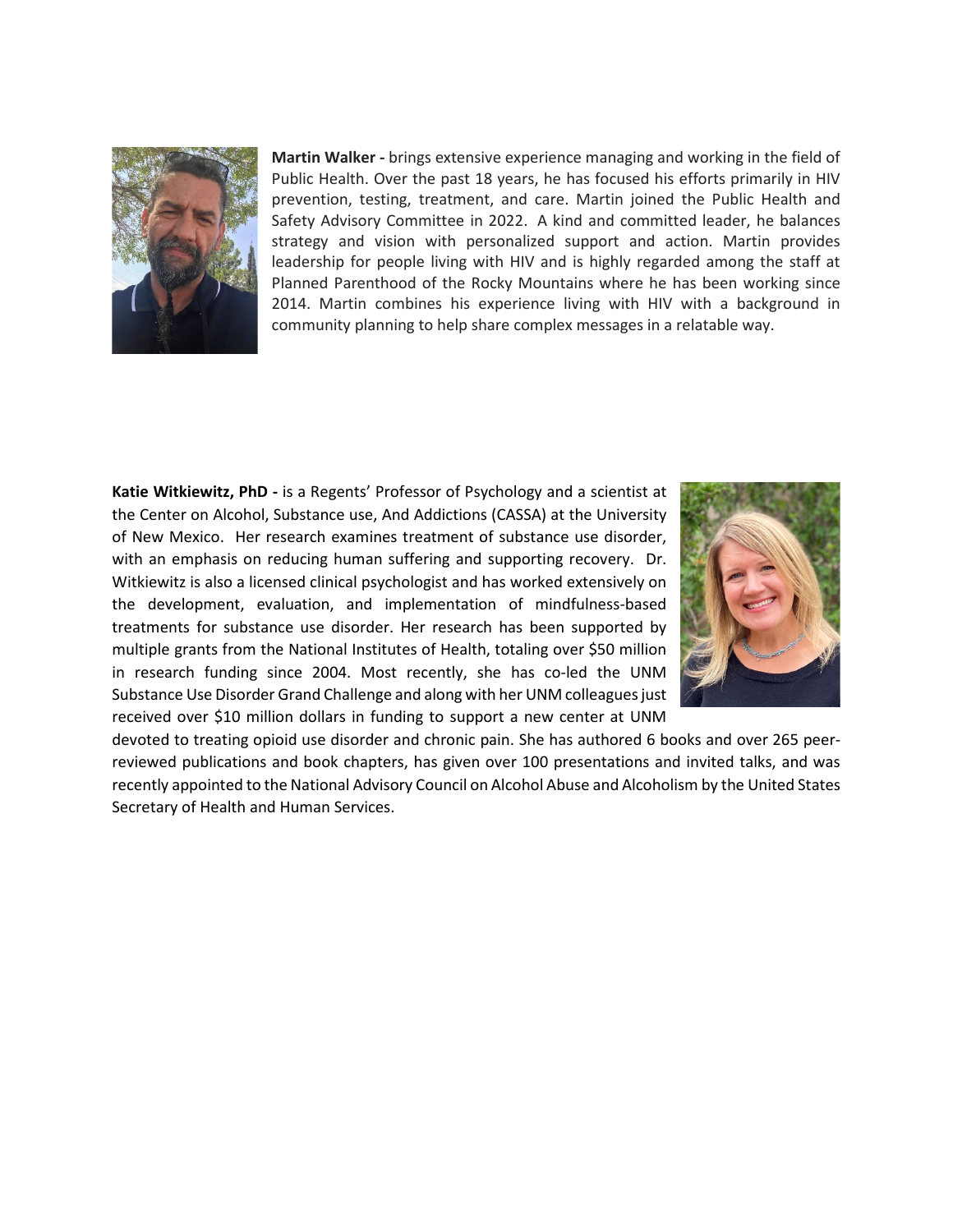**Martin Walker -** brings extensive experience managing and working in the field of Public Health. Over the past 18 years, he has focused his efforts primarily in HIV prevention, testing, treatment, and care. Martin joined the Public Health and Safety Advisory Committee in 2022. A kind and committed leader, he balances strategy and vision with personalized support and action. Martin provides leadership for people living with HIV and is highly regarded among the staff at Planned Parenthood of the Rocky Mountains where he has been working since 2014. Martin combines his experience living with HIV with a background in community planning to help share complex messages in a relatable way.

**Katie Witkiewitz, PhD -** is a Regents' Professor of Psychology and a scientist at the Center on Alcohol, Substance use, And Addictions (CASSA) at the University of New Mexico. Her research examines treatment of substance use disorder, with an emphasis on reducing human suffering and supporting recovery. Dr. Witkiewitz is also a licensed clinical psychologist and has worked extensively on the development, evaluation, and implementation of mindfulness-based treatments for substance use disorder. Her research has been supported by multiple grants from the National Institutes of Health, totaling over $50 million in research funding since 2004. Most recently, she has co-led the UNM Substance Use Disorder Grand Challenge and along with her UNM colleagues just received over $10 million dollars in funding to support a new center at UNM devoted to treating opioid use disorder and chronic pain. She has authored 6 books and over 265 peer-reviewed publications and book chapters, has given over 100 presentations and invited talks, and was recently appointed to the National Advisory Council on Alcohol Abuse and Alcoholism by the United States Secretary of Health and Human Services.